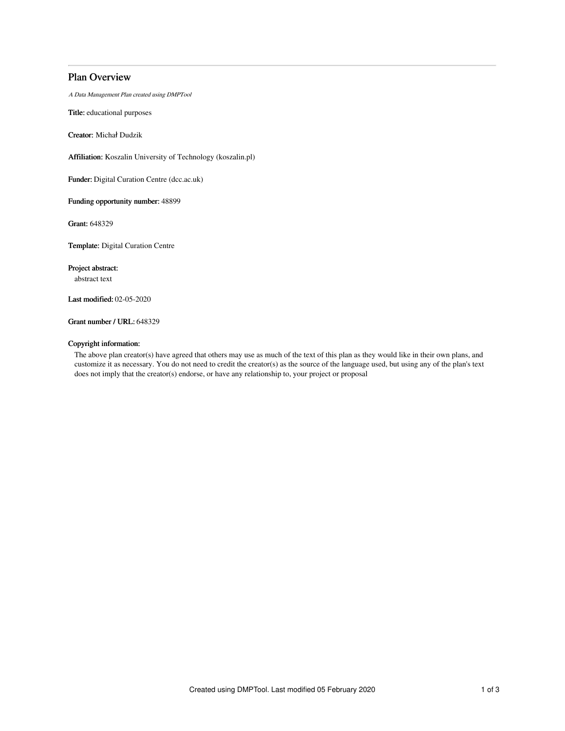# Plan Overview

*A Data Management Plan created using DMPTool*

**Title:** educational purposes

**Creator:** Michał Dudzik

**Affiliation:** Koszalin University of Technology (koszalin.pl)

**Funder:** Digital Curation Centre (dcc.ac.uk)

**Funding opportunity number:** 48899

**Grant:** 648329

**Template:** Digital Curation Centre

**Project abstract:**

abstract text

**Last modified:** 02-05-2020

**Grant number / URL:** 648329

**Copyright information:**

The above plan creator(s) have agreed that others may use as much of the text of this plan as they would like in their own plans, and customize it as necessary. You do not need to credit the creator(s) as the source of the language used, but using any of the plan's text does not imply that the creator(s) endorse, or have any relationship to, your project or proposal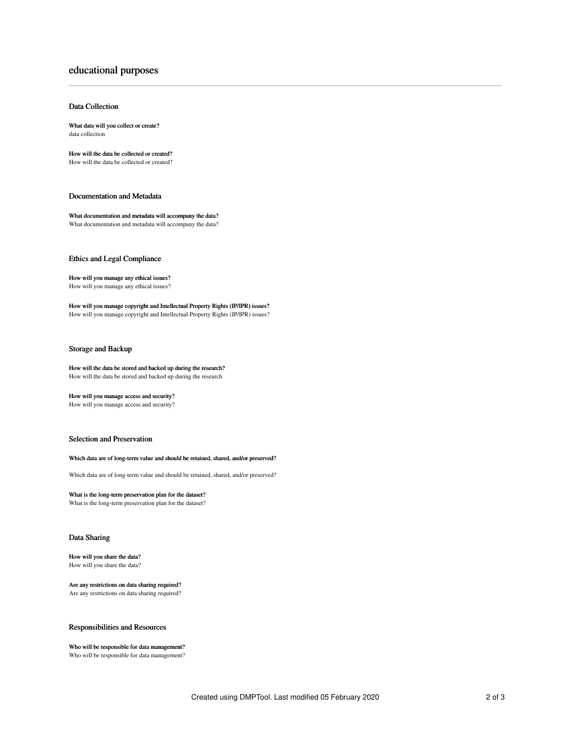# educational purposes

## Data Collection

**What data will you collect or create?**

data collection

**How will the data be collected or created?**

How will the data be collected or created?

## Documentation and Metadata

**What documentation and metadata will accompany the data?**

What documentation and metadata will accompany the data?

## Ethics and Legal Compliance

**How will you manage any ethical issues?**

How will you manage any ethical issues?

**How will you manage copyright and Intellectual Property Rights (IP/IPR) issues?**

How will you manage copyright and Intellectual Property Rights (IP/IPR) issues?

## Storage and Backup

**How will the data be stored and backed up during the research?**

How will the data be stored and backed up during the research

**How will you manage access and security?**

How will you manage access and security?

## Selection and Preservation

**Which data are of long-term value and should be retained, shared, and/or preserved?**

Which data are of long-term value and should be retained, shared, and/or preserved?

**What is the long-term preservation plan for the dataset?**

What is the long-term preservation plan for the dataset?

## Data Sharing

**How will you share the data?**

How will you share the data?

**Are any restrictions on data sharing required?**

Are any restrictions on data sharing required?

## Responsibilities and Resources

**Who will be responsible for data management?**

Who will be responsible for data management?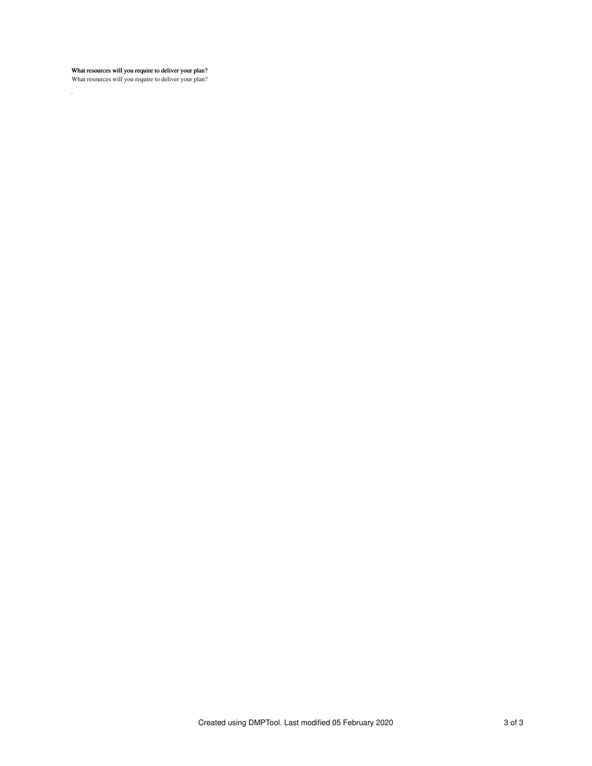**What resources will you require to deliver your plan?**

What resources will you require to deliver your plan?